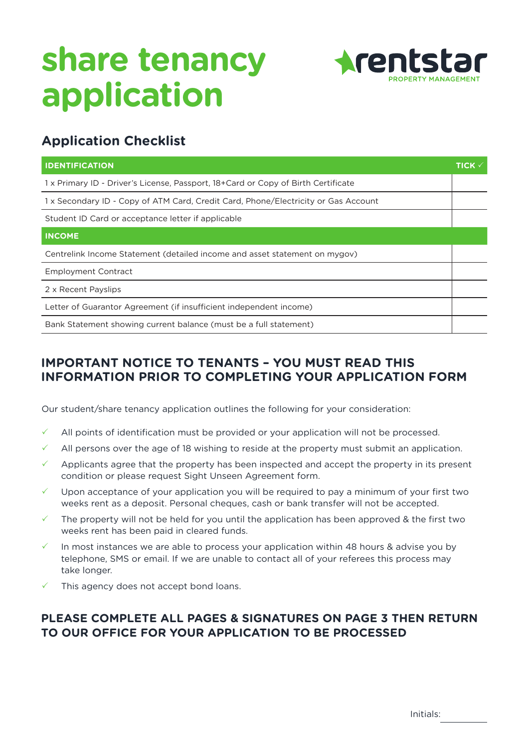# share tenancy application

rentstar PROPERTY MANAGEMENT

## Application Checklist

| IDENTIFICATION | TICK ✓ |
|---|---|
| 1 x Primary ID - Driver's License, Passport, 18+Card or Copy of Birth Certificate | |
| 1 x Secondary ID - Copy of ATM Card, Credit Card, Phone/Electricity or Gas Account | |
| Student ID Card or acceptance letter if applicable | |
| **INCOME** | |
| Centrelink Income Statement (detailed income and asset statement on mygov) | |
| Employment Contract | |
| 2 x Recent Payslips | |
| Letter of Guarantor Agreement (if insufficient independent income) | |
| Bank Statement showing current balance (must be a full statement) | |

## IMPORTANT NOTICE TO TENANTS – YOU MUST READ THIS INFORMATION PRIOR TO COMPLETING YOUR APPLICATION FORM

Our student/share tenancy application outlines the following for your consideration:

- ✓ All points of identification must be provided or your application will not be processed.
- ✓ All persons over the age of 18 wishing to reside at the property must submit an application.
- ✓ Applicants agree that the property has been inspected and accept the property in its present condition or please request Sight Unseen Agreement form.
- ✓ Upon acceptance of your application you will be required to pay a minimum of your first two weeks rent as a deposit. Personal cheques, cash or bank transfer will not be accepted.
- ✓ The property will not be held for you until the application has been approved & the first two weeks rent has been paid in cleared funds.
- ✓ In most instances we are able to process your application within 48 hours & advise you by telephone, SMS or email. If we are unable to contact all of your referees this process may take longer.
- ✓ This agency does not accept bond loans.

## PLEASE COMPLETE ALL PAGES & SIGNATURES ON PAGE 3 THEN RETURN TO OUR OFFICE FOR YOUR APPLICATION TO BE PROCESSED

Initials: ________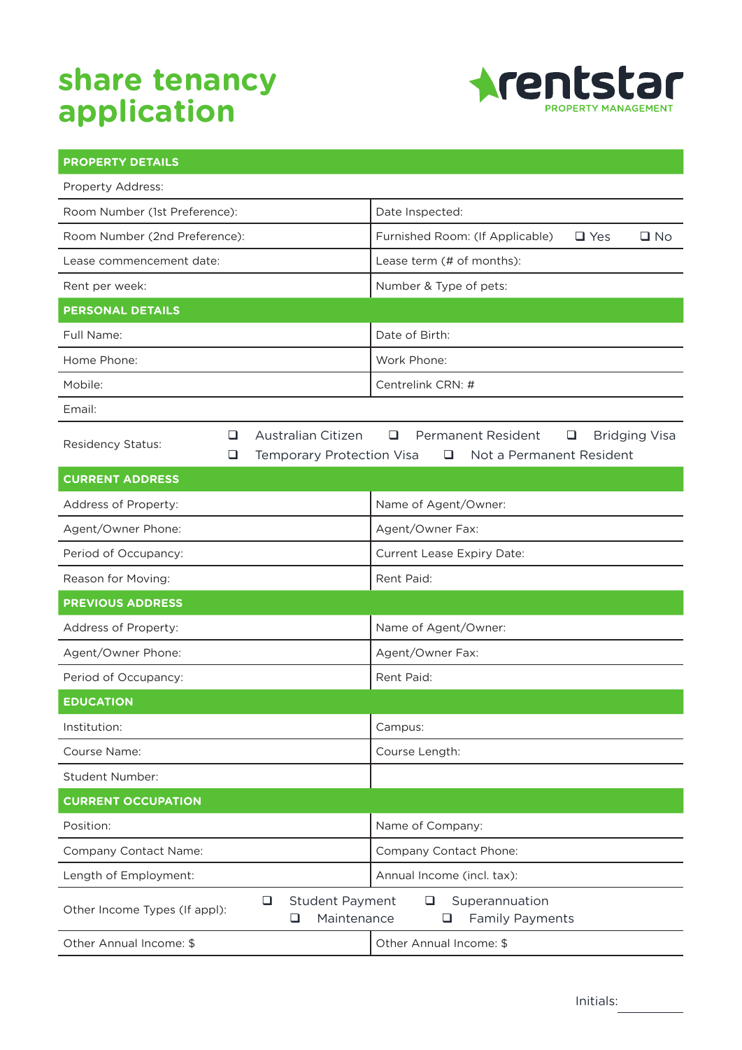# share tenancy application

rentstar PROPERTY MANAGEMENT

| PROPERTY DETAILS | |
|---|---|
| Property Address: | |
| Room Number (1st Preference): | Date Inspected: |
| Room Number (2nd Preference): | Furnished Room: (If Applicable) ❑ Yes ❑ No |
| Lease commencement date: | Lease term (# of months): |
| Rent per week: | Number & Type of pets: |
| **PERSONAL DETAILS** | |
| Full Name: | Date of Birth: |
| Home Phone: | Work Phone: |
| Mobile: | Centrelink CRN: # |
| Email: | |
| Residency Status: | ❑ Australian Citizen ❑ Permanent Resident ❑ Bridging Visa ❑ Temporary Protection Visa ❑ Not a Permanent Resident |
| **CURRENT ADDRESS** | |
| Address of Property: | Name of Agent/Owner: |
| Agent/Owner Phone: | Agent/Owner Fax: |
| Period of Occupancy: | Current Lease Expiry Date: |
| Reason for Moving: | Rent Paid: |
| **PREVIOUS ADDRESS** | |
| Address of Property: | Name of Agent/Owner: |
| Agent/Owner Phone: | Agent/Owner Fax: |
| Period of Occupancy: | Rent Paid: |
| **EDUCATION** | |
| Institution: | Campus: |
| Course Name: | Course Length: |
| Student Number: | |
| **CURRENT OCCUPATION** | |
| Position: | Name of Company: |
| Company Contact Name: | Company Contact Phone: |
| Length of Employment: | Annual Income (incl. tax): |
| Other Income Types (If appl): | ❑ Student Payment ❑ Superannuation ❑ Maintenance ❑ Family Payments |
| Other Annual Income: $ | Other Annual Income: $ |

Initials: ________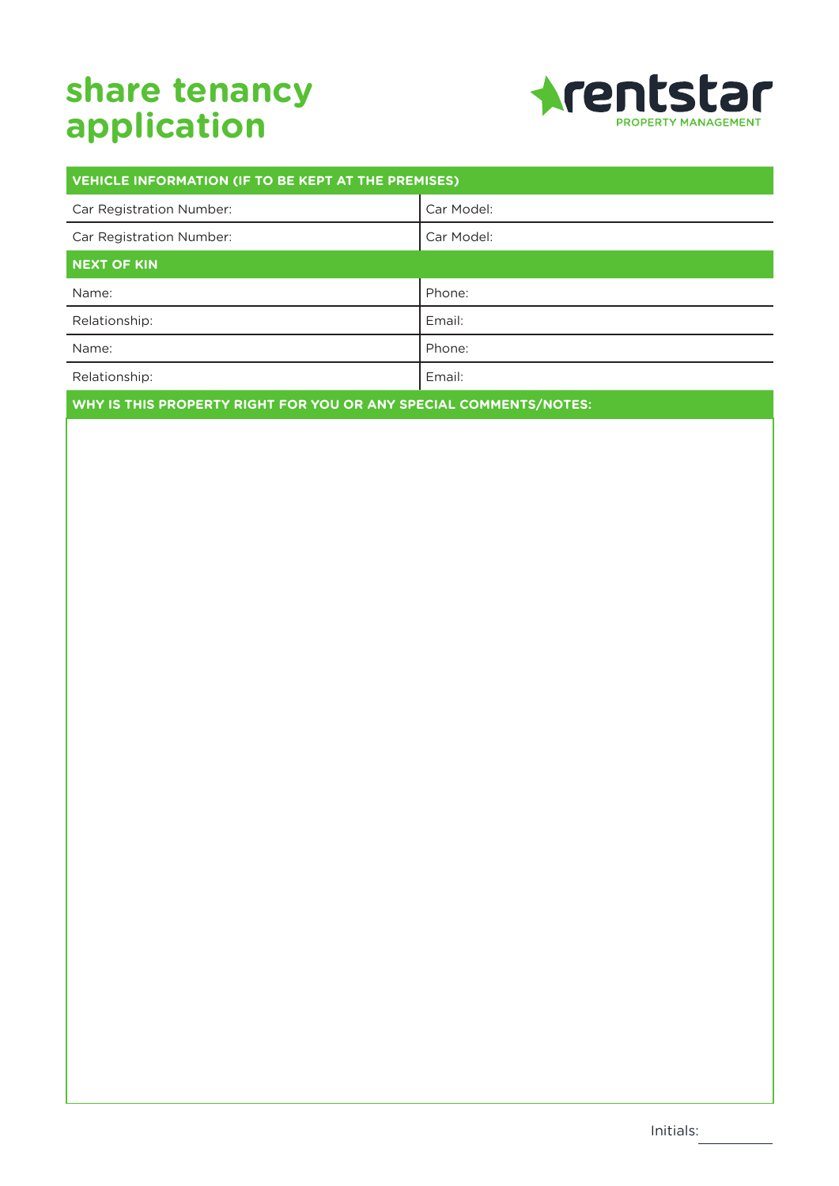# share tenancy application

rentstar
PROPERTY MANAGEMENT

| VEHICLE INFORMATION (IF TO BE KEPT AT THE PREMISES) | |
|---|---|
| Car Registration Number: | Car Model: |
| Car Registration Number: | Car Model: |

| NEXT OF KIN | |
|---|---|
| Name: | Phone: |
| Relationship: | Email: |
| Name: | Phone: |
| Relationship: | Email: |

**WHY IS THIS PROPERTY RIGHT FOR YOU OR ANY SPECIAL COMMENTS/NOTES:**

Initials: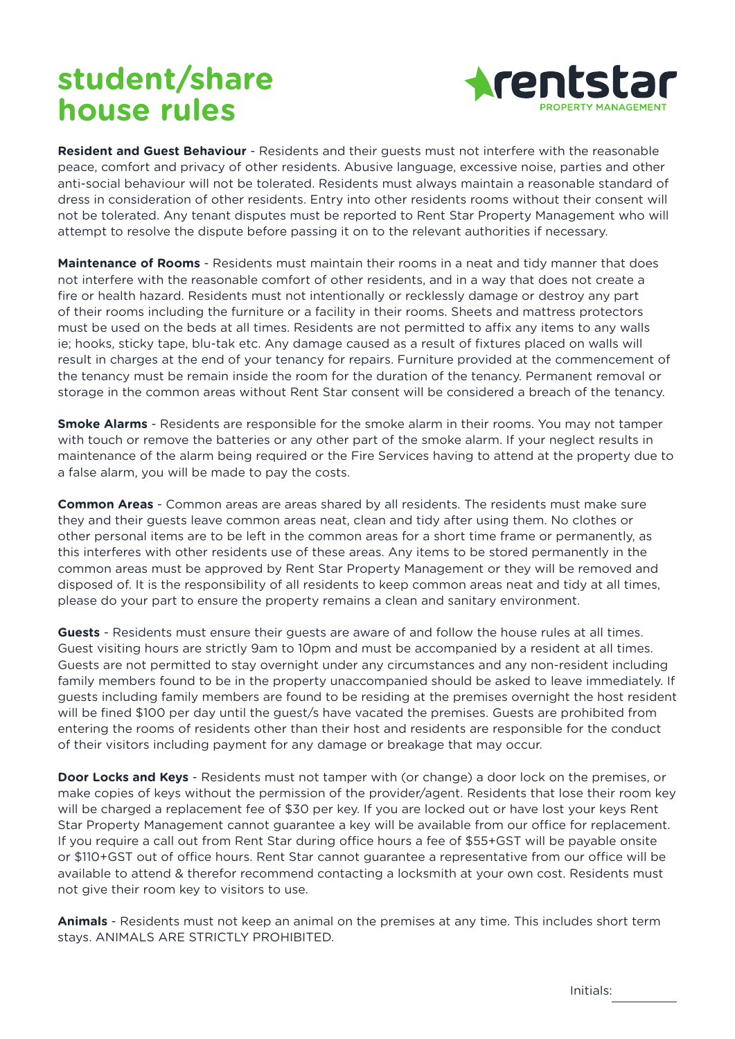# student/share house rules

rentstar PROPERTY MANAGEMENT

**Resident and Guest Behaviour** - Residents and their guests must not interfere with the reasonable peace, comfort and privacy of other residents. Abusive language, excessive noise, parties and other anti-social behaviour will not be tolerated. Residents must always maintain a reasonable standard of dress in consideration of other residents. Entry into other residents rooms without their consent will not be tolerated. Any tenant disputes must be reported to Rent Star Property Management who will attempt to resolve the dispute before passing it on to the relevant authorities if necessary.

**Maintenance of Rooms** - Residents must maintain their rooms in a neat and tidy manner that does not interfere with the reasonable comfort of other residents, and in a way that does not create a fire or health hazard. Residents must not intentionally or recklessly damage or destroy any part of their rooms including the furniture or a facility in their rooms. Sheets and mattress protectors must be used on the beds at all times. Residents are not permitted to affix any items to any walls ie; hooks, sticky tape, blu-tak etc. Any damage caused as a result of fixtures placed on walls will result in charges at the end of your tenancy for repairs. Furniture provided at the commencement of the tenancy must be remain inside the room for the duration of the tenancy. Permanent removal or storage in the common areas without Rent Star consent will be considered a breach of the tenancy.

**Smoke Alarms** - Residents are responsible for the smoke alarm in their rooms. You may not tamper with touch or remove the batteries or any other part of the smoke alarm. If your neglect results in maintenance of the alarm being required or the Fire Services having to attend at the property due to a false alarm, you will be made to pay the costs.

**Common Areas** - Common areas are areas shared by all residents. The residents must make sure they and their guests leave common areas neat, clean and tidy after using them. No clothes or other personal items are to be left in the common areas for a short time frame or permanently, as this interferes with other residents use of these areas. Any items to be stored permanently in the common areas must be approved by Rent Star Property Management or they will be removed and disposed of. It is the responsibility of all residents to keep common areas neat and tidy at all times, please do your part to ensure the property remains a clean and sanitary environment.

**Guests** - Residents must ensure their guests are aware of and follow the house rules at all times. Guest visiting hours are strictly 9am to 10pm and must be accompanied by a resident at all times. Guests are not permitted to stay overnight under any circumstances and any non-resident including family members found to be in the property unaccompanied should be asked to leave immediately. If guests including family members are found to be residing at the premises overnight the host resident will be fined $100 per day until the guest/s have vacated the premises. Guests are prohibited from entering the rooms of residents other than their host and residents are responsible for the conduct of their visitors including payment for any damage or breakage that may occur.

**Door Locks and Keys** - Residents must not tamper with (or change) a door lock on the premises, or make copies of keys without the permission of the provider/agent. Residents that lose their room key will be charged a replacement fee of $30 per key. If you are locked out or have lost your keys Rent Star Property Management cannot guarantee a key will be available from our office for replacement. If you require a call out from Rent Star during office hours a fee of $55+GST will be payable onsite or $110+GST out of office hours. Rent Star cannot guarantee a representative from our office will be available to attend & therefor recommend contacting a locksmith at your own cost. Residents must not give their room key to visitors to use.

**Animals** - Residents must not keep an animal on the premises at any time. This includes short term stays. ANIMALS ARE STRICTLY PROHIBITED.

Initials: ________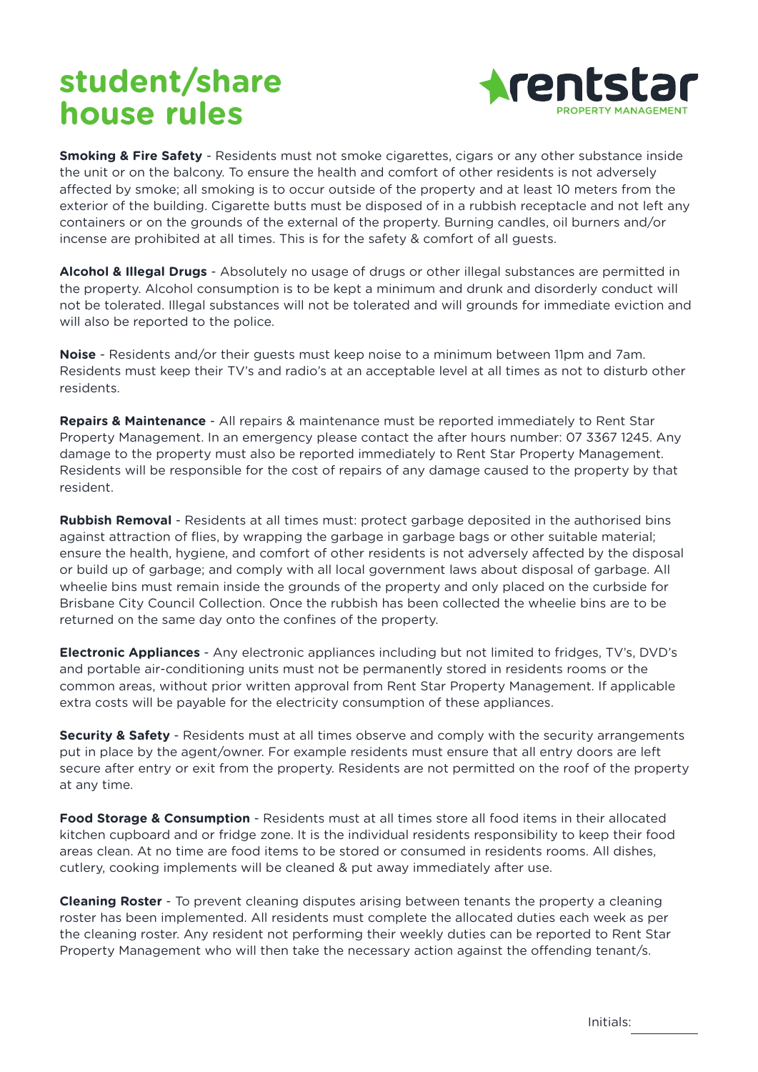# student/share house rules

rentstar PROPERTY MANAGEMENT

**Smoking & Fire Safety** - Residents must not smoke cigarettes, cigars or any other substance inside the unit or on the balcony. To ensure the health and comfort of other residents is not adversely affected by smoke; all smoking is to occur outside of the property and at least 10 meters from the exterior of the building. Cigarette butts must be disposed of in a rubbish receptacle and not left any containers or on the grounds of the external of the property. Burning candles, oil burners and/or incense are prohibited at all times. This is for the safety & comfort of all guests.

**Alcohol & Illegal Drugs** - Absolutely no usage of drugs or other illegal substances are permitted in the property. Alcohol consumption is to be kept a minimum and drunk and disorderly conduct will not be tolerated. Illegal substances will not be tolerated and will grounds for immediate eviction and will also be reported to the police.

**Noise** - Residents and/or their guests must keep noise to a minimum between 11pm and 7am. Residents must keep their TV's and radio's at an acceptable level at all times as not to disturb other residents.

**Repairs & Maintenance** - All repairs & maintenance must be reported immediately to Rent Star Property Management. In an emergency please contact the after hours number: 07 3367 1245. Any damage to the property must also be reported immediately to Rent Star Property Management. Residents will be responsible for the cost of repairs of any damage caused to the property by that resident.

**Rubbish Removal** - Residents at all times must: protect garbage deposited in the authorised bins against attraction of flies, by wrapping the garbage in garbage bags or other suitable material; ensure the health, hygiene, and comfort of other residents is not adversely affected by the disposal or build up of garbage; and comply with all local government laws about disposal of garbage. All wheelie bins must remain inside the grounds of the property and only placed on the curbside for Brisbane City Council Collection. Once the rubbish has been collected the wheelie bins are to be returned on the same day onto the confines of the property.

**Electronic Appliances** - Any electronic appliances including but not limited to fridges, TV's, DVD's and portable air-conditioning units must not be permanently stored in residents rooms or the common areas, without prior written approval from Rent Star Property Management. If applicable extra costs will be payable for the electricity consumption of these appliances.

**Security & Safety** - Residents must at all times observe and comply with the security arrangements put in place by the agent/owner. For example residents must ensure that all entry doors are left secure after entry or exit from the property. Residents are not permitted on the roof of the property at any time.

**Food Storage & Consumption** - Residents must at all times store all food items in their allocated kitchen cupboard and or fridge zone. It is the individual residents responsibility to keep their food areas clean. At no time are food items to be stored or consumed in residents rooms. All dishes, cutlery, cooking implements will be cleaned & put away immediately after use.

**Cleaning Roster** - To prevent cleaning disputes arising between tenants the property a cleaning roster has been implemented. All residents must complete the allocated duties each week as per the cleaning roster. Any resident not performing their weekly duties can be reported to Rent Star Property Management who will then take the necessary action against the offending tenant/s.

Initials: ________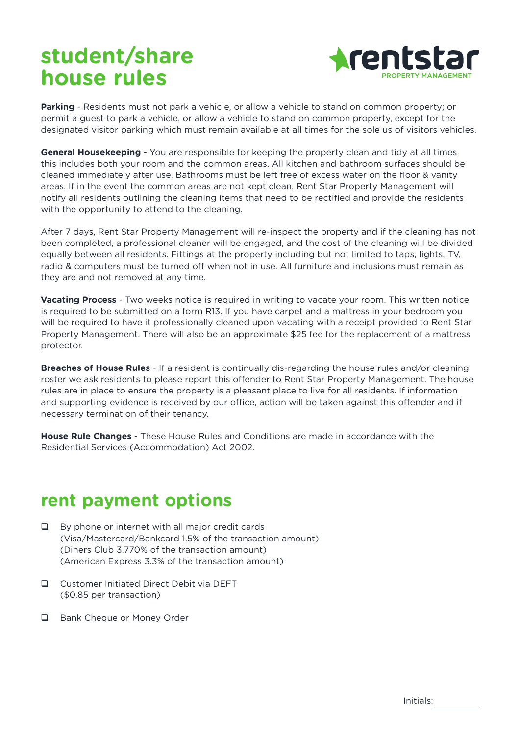# student/share house rules

rentstar PROPERTY MANAGEMENT

**Parking** - Residents must not park a vehicle, or allow a vehicle to stand on common property; or permit a guest to park a vehicle, or allow a vehicle to stand on common property, except for the designated visitor parking which must remain available at all times for the sole us of visitors vehicles.

**General Housekeeping** - You are responsible for keeping the property clean and tidy at all times this includes both your room and the common areas. All kitchen and bathroom surfaces should be cleaned immediately after use. Bathrooms must be left free of excess water on the floor & vanity areas. If in the event the common areas are not kept clean, Rent Star Property Management will notify all residents outlining the cleaning items that need to be rectified and provide the residents with the opportunity to attend to the cleaning.

After 7 days, Rent Star Property Management will re-inspect the property and if the cleaning has not been completed, a professional cleaner will be engaged, and the cost of the cleaning will be divided equally between all residents. Fittings at the property including but not limited to taps, lights, TV, radio & computers must be turned off when not in use. All furniture and inclusions must remain as they are and not removed at any time.

**Vacating Process** - Two weeks notice is required in writing to vacate your room. This written notice is required to be submitted on a form R13. If you have carpet and a mattress in your bedroom you will be required to have it professionally cleaned upon vacating with a receipt provided to Rent Star Property Management. There will also be an approximate $25 fee for the replacement of a mattress protector.

**Breaches of House Rules** - If a resident is continually dis-regarding the house rules and/or cleaning roster we ask residents to please report this offender to Rent Star Property Management. The house rules are in place to ensure the property is a pleasant place to live for all residents. If information and supporting evidence is received by our office, action will be taken against this offender and if necessary termination of their tenancy.

**House Rule Changes** - These House Rules and Conditions are made in accordance with the Residential Services (Accommodation) Act 2002.

## rent payment options

- ☐ By phone or internet with all major credit cards
  (Visa/Mastercard/Bankcard 1.5% of the transaction amount)
  (Diners Club 3.770% of the transaction amount)
  (American Express 3.3% of the transaction amount)
- ☐ Customer Initiated Direct Debit via DEFT
  ($0.85 per transaction)
- ☐ Bank Cheque or Money Order

Initials: ________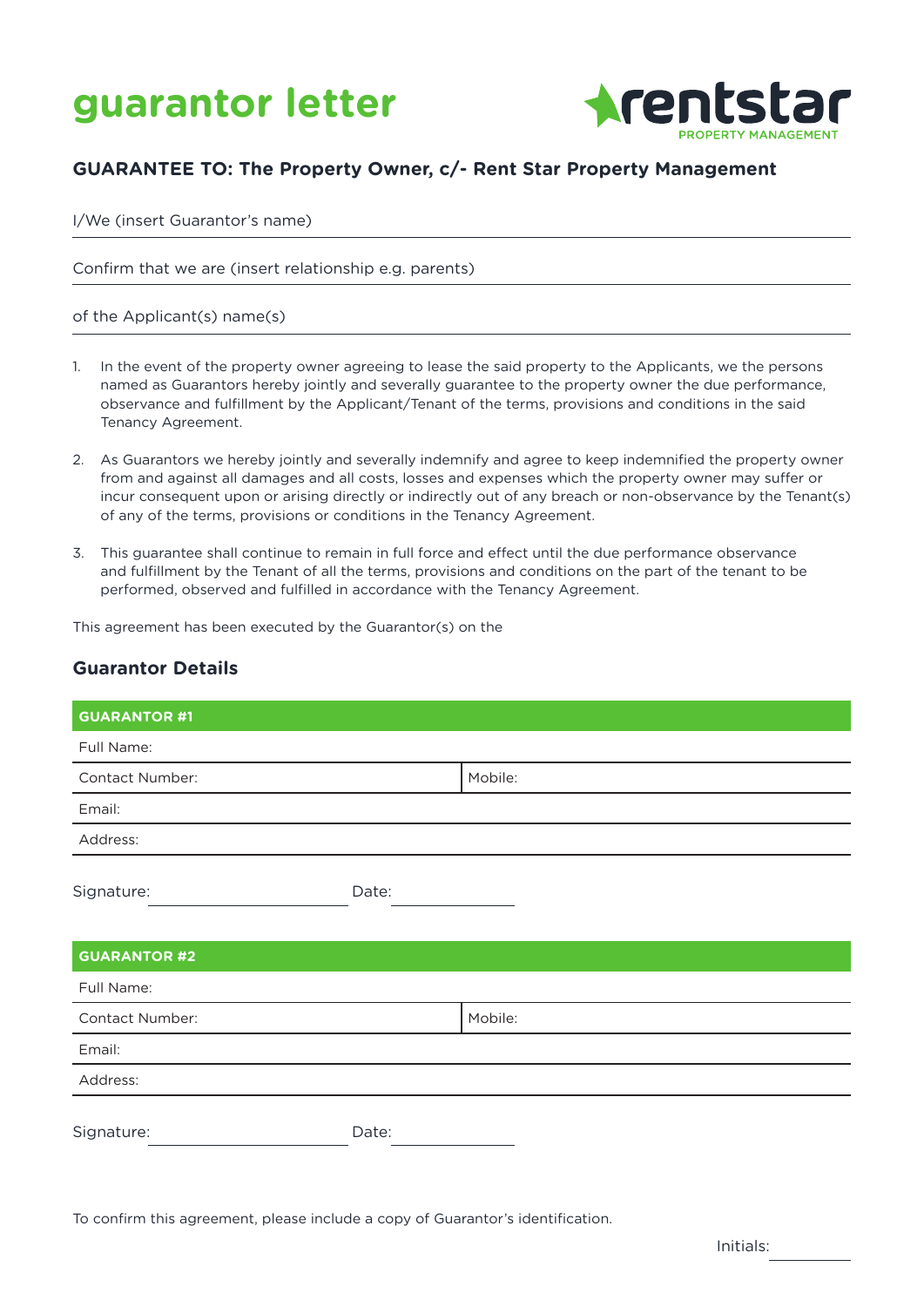# guarantor letter

rentstar PROPERTY MANAGEMENT

### GUARANTEE TO: The Property Owner, c/- Rent Star Property Management

I/We (insert Guarantor's name)

Confirm that we are (insert relationship e.g. parents)

of the Applicant(s) name(s)

1. In the event of the property owner agreeing to lease the said property to the Applicants, we the persons named as Guarantors hereby jointly and severally guarantee to the property owner the due performance, observance and fulfillment by the Applicant/Tenant of the terms, provisions and conditions in the said Tenancy Agreement.

2. As Guarantors we hereby jointly and severally indemnify and agree to keep indemnified the property owner from and against all damages and all costs, losses and expenses which the property owner may suffer or incur consequent upon or arising directly or indirectly out of any breach or non-observance by the Tenant(s) of any of the terms, provisions or conditions in the Tenancy Agreement.

3. This guarantee shall continue to remain in full force and effect until the due performance observance and fulfillment by the Tenant of all the terms, provisions and conditions on the part of the tenant to be performed, observed and fulfilled in accordance with the Tenancy Agreement.

This agreement has been executed by the Guarantor(s) on the

### Guarantor Details

| GUARANTOR #1 | |
|---|---|
| Full Name: | |
| Contact Number: | Mobile: |
| Email: | |
| Address: | |

Signature: ____________________ Date: ____________

| GUARANTOR #2 | |
|---|---|
| Full Name: | |
| Contact Number: | Mobile: |
| Email: | |
| Address: | |

Signature: ____________________ Date: ____________

To confirm this agreement, please include a copy of Guarantor's identification.

Initials: ________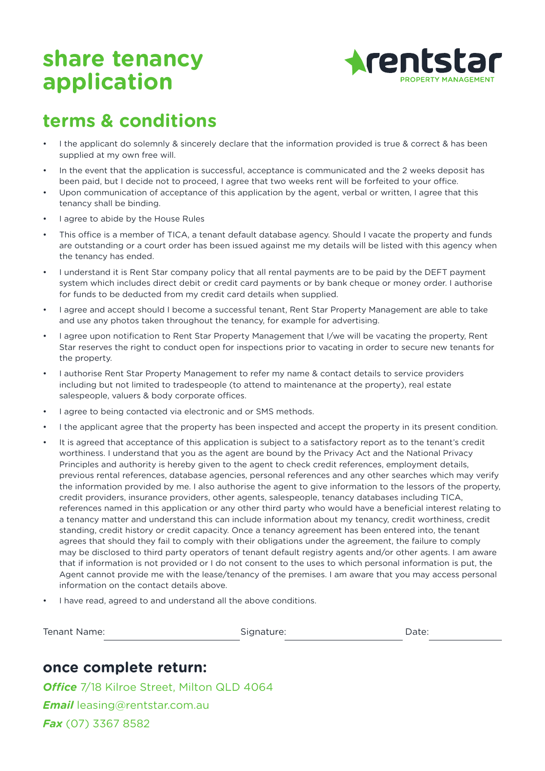# share tenancy application

rentstar
PROPERTY MANAGEMENT

## terms & conditions

- I the applicant do solemnly & sincerely declare that the information provided is true & correct & has been supplied at my own free will.
- In the event that the application is successful, acceptance is communicated and the 2 weeks deposit has been paid, but I decide not to proceed, I agree that two weeks rent will be forfeited to your office.
- Upon communication of acceptance of this application by the agent, verbal or written, I agree that this tenancy shall be binding.
- I agree to abide by the House Rules
- This office is a member of TICA, a tenant default database agency. Should I vacate the property and funds are outstanding or a court order has been issued against me my details will be listed with this agency when the tenancy has ended.
- I understand it is Rent Star company policy that all rental payments are to be paid by the DEFT payment system which includes direct debit or credit card payments or by bank cheque or money order. I authorise for funds to be deducted from my credit card details when supplied.
- I agree and accept should I become a successful tenant, Rent Star Property Management are able to take and use any photos taken throughout the tenancy, for example for advertising.
- I agree upon notification to Rent Star Property Management that I/we will be vacating the property, Rent Star reserves the right to conduct open for inspections prior to vacating in order to secure new tenants for the property.
- I authorise Rent Star Property Management to refer my name & contact details to service providers including but not limited to tradespeople (to attend to maintenance at the property), real estate salespeople, valuers & body corporate offices.
- I agree to being contacted via electronic and or SMS methods.
- I the applicant agree that the property has been inspected and accept the property in its present condition.
- It is agreed that acceptance of this application is subject to a satisfactory report as to the tenant's credit worthiness. I understand that you as the agent are bound by the Privacy Act and the National Privacy Principles and authority is hereby given to the agent to check credit references, employment details, previous rental references, database agencies, personal references and any other searches which may verify the information provided by me. I also authorise the agent to give information to the lessors of the property, credit providers, insurance providers, other agents, salespeople, tenancy databases including TICA, references named in this application or any other third party who would have a beneficial interest relating to a tenancy matter and understand this can include information about my tenancy, credit worthiness, credit standing, credit history or credit capacity. Once a tenancy agreement has been entered into, the tenant agrees that should they fail to comply with their obligations under the agreement, the failure to comply may be disclosed to third party operators of tenant default registry agents and/or other agents. I am aware that if information is not provided or I do not consent to the uses to which personal information is put, the Agent cannot provide me with the lease/tenancy of the premises. I am aware that you may access personal information on the contact details above.
- I have read, agreed to and understand all the above conditions.

Tenant Name: \_\_\_\_\_\_\_\_\_\_\_\_\_\_\_\_ Signature: \_\_\_\_\_\_\_\_\_\_\_\_\_\_\_\_ Date: \_\_\_\_\_\_\_\_\_\_

## once complete return:

***Office*** 7/18 Kilroe Street, Milton QLD 4064

***Email*** leasing@rentstar.com.au

***Fax*** (07) 3367 8582